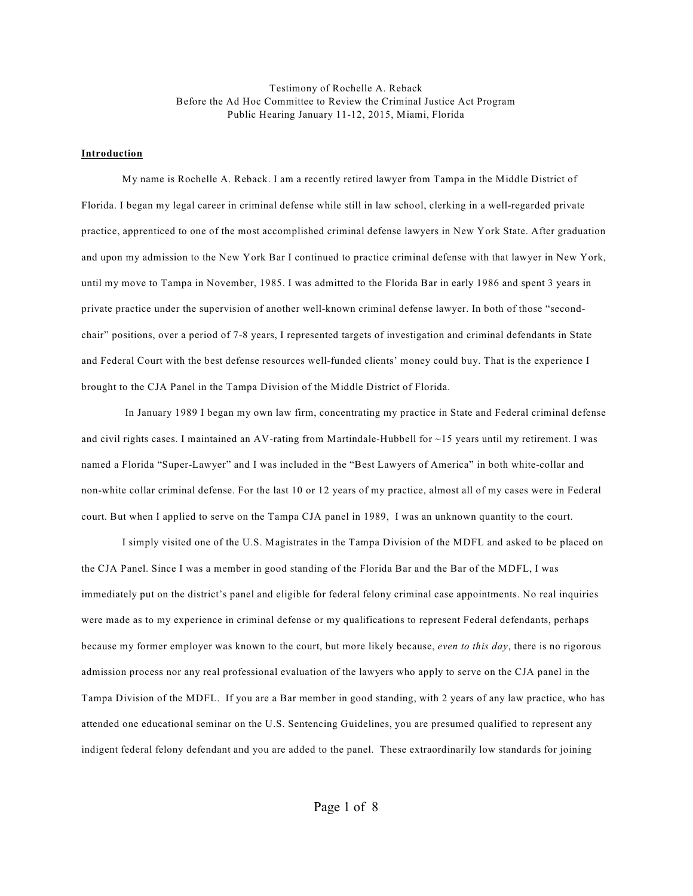Testimony of Rochelle A. Reback
Before the Ad Hoc Committee to Review the Criminal Justice Act Program
Public Hearing January 11-12, 2015, Miami, Florida

**Introduction**

My name is Rochelle A. Reback. I am a recently retired lawyer from Tampa in the Middle District of Florida. I began my legal career in criminal defense while still in law school, clerking in a well-regarded private practice, apprenticed to one of the most accomplished criminal defense lawyers in New York State. After graduation and upon my admission to the New York Bar I continued to practice criminal defense with that lawyer in New York, until my move to Tampa in November, 1985. I was admitted to the Florida Bar in early 1986 and spent 3 years in private practice under the supervision of another well-known criminal defense lawyer. In both of those "second-chair" positions, over a period of 7-8 years, I represented targets of investigation and criminal defendants in State and Federal Court with the best defense resources well-funded clients' money could buy. That is the experience I brought to the CJA Panel in the Tampa Division of the Middle District of Florida.

In January 1989 I began my own law firm, concentrating my practice in State and Federal criminal defense and civil rights cases. I maintained an AV-rating from Martindale-Hubbell for ~15 years until my retirement. I was named a Florida "Super-Lawyer" and I was included in the "Best Lawyers of America" in both white-collar and non-white collar criminal defense. For the last 10 or 12 years of my practice, almost all of my cases were in Federal court. But when I applied to serve on the Tampa CJA panel in 1989, I was an unknown quantity to the court.

I simply visited one of the U.S. Magistrates in the Tampa Division of the MDFL and asked to be placed on the CJA Panel. Since I was a member in good standing of the Florida Bar and the Bar of the MDFL, I was immediately put on the district's panel and eligible for federal felony criminal case appointments. No real inquiries were made as to my experience in criminal defense or my qualifications to represent Federal defendants, perhaps because my former employer was known to the court, but more likely because, *even to this day*, there is no rigorous admission process nor any real professional evaluation of the lawyers who apply to serve on the CJA panel in the Tampa Division of the MDFL. If you are a Bar member in good standing, with 2 years of any law practice, who has attended one educational seminar on the U.S. Sentencing Guidelines, you are presumed qualified to represent any indigent federal felony defendant and you are added to the panel. These extraordinarily low standards for joining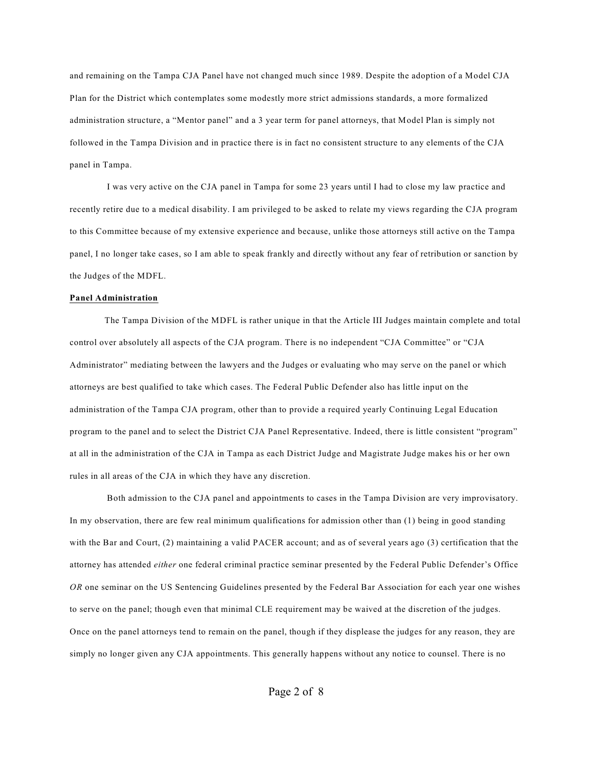and remaining on the Tampa CJA Panel have not changed much since 1989. Despite the adoption of a Model CJA Plan for the District which contemplates some modestly more strict admissions standards, a more formalized administration structure, a "Mentor panel" and a 3 year term for panel attorneys, that Model Plan is simply not followed in the Tampa Division and in practice there is in fact no consistent structure to any elements of the CJA panel in Tampa.

I was very active on the CJA panel in Tampa for some 23 years until I had to close my law practice and recently retire due to a medical disability. I am privileged to be asked to relate my views regarding the CJA program to this Committee because of my extensive experience and because, unlike those attorneys still active on the Tampa panel, I no longer take cases, so I am able to speak frankly and directly without any fear of retribution or sanction by the Judges of the MDFL.

**Panel Administration**

The Tampa Division of the MDFL is rather unique in that the Article III Judges maintain complete and total control over absolutely all aspects of the CJA program. There is no independent "CJA Committee" or "CJA Administrator" mediating between the lawyers and the Judges or evaluating who may serve on the panel or which attorneys are best qualified to take which cases. The Federal Public Defender also has little input on the administration of the Tampa CJA program, other than to provide a required yearly Continuing Legal Education program to the panel and to select the District CJA Panel Representative. Indeed, there is little consistent "program" at all in the administration of the CJA in Tampa as each District Judge and Magistrate Judge makes his or her own rules in all areas of the CJA in which they have any discretion.

Both admission to the CJA panel and appointments to cases in the Tampa Division are very improvisatory. In my observation, there are few real minimum qualifications for admission other than (1) being in good standing with the Bar and Court, (2) maintaining a valid PACER account; and as of several years ago (3) certification that the attorney has attended *either* one federal criminal practice seminar presented by the Federal Public Defender's Office *OR* one seminar on the US Sentencing Guidelines presented by the Federal Bar Association for each year one wishes to serve on the panel; though even that minimal CLE requirement may be waived at the discretion of the judges. Once on the panel attorneys tend to remain on the panel, though if they displease the judges for any reason, they are simply no longer given any CJA appointments. This generally happens without any notice to counsel. There is no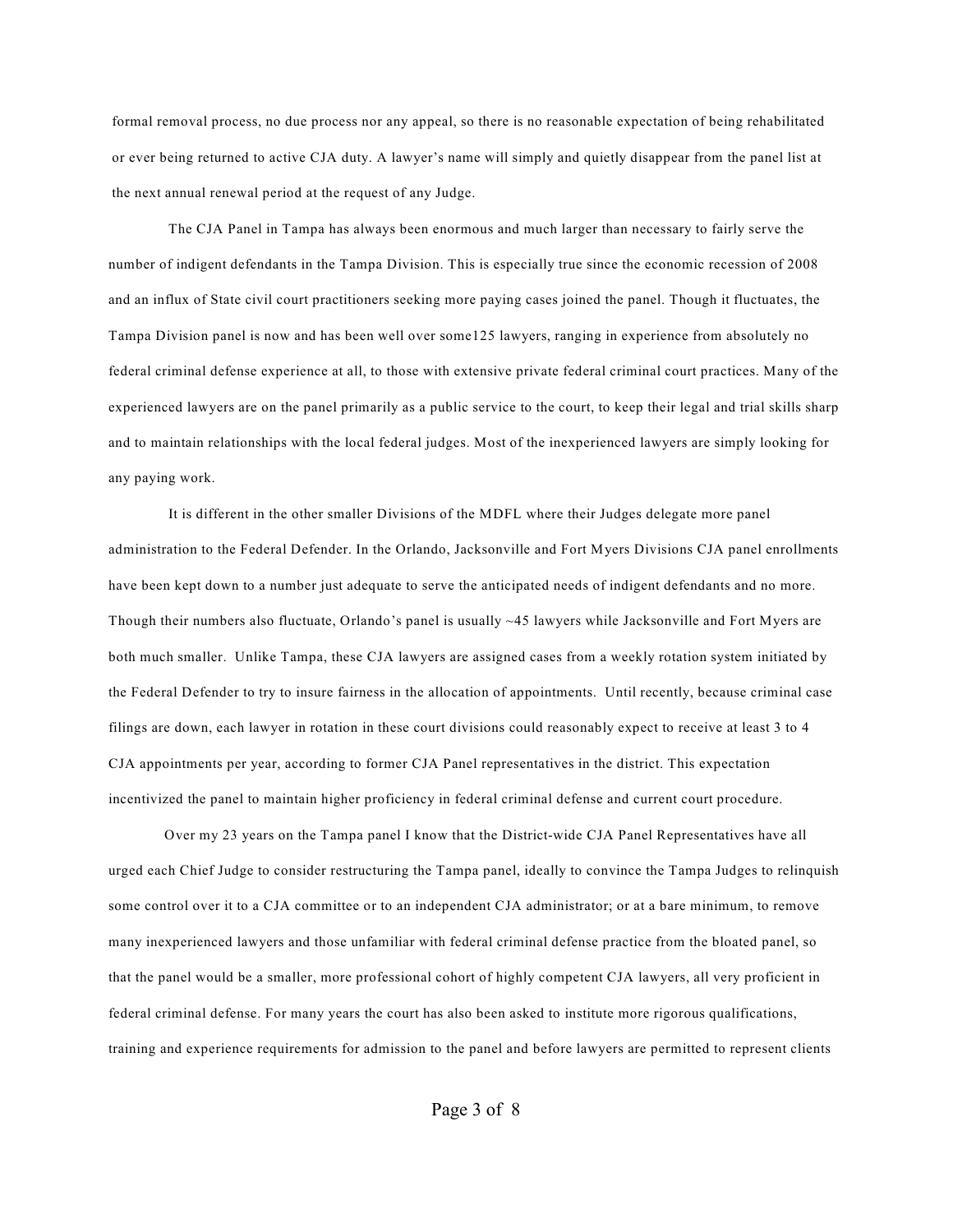formal removal process, no due process nor any appeal, so there is no reasonable expectation of being rehabilitated or ever being returned to active CJA duty. A lawyer's name will simply and quietly disappear from the panel list at the next annual renewal period at the request of any Judge.

The CJA Panel in Tampa has always been enormous and much larger than necessary to fairly serve the number of indigent defendants in the Tampa Division. This is especially true since the economic recession of 2008 and an influx of State civil court practitioners seeking more paying cases joined the panel. Though it fluctuates, the Tampa Division panel is now and has been well over some125 lawyers, ranging in experience from absolutely no federal criminal defense experience at all, to those with extensive private federal criminal court practices. Many of the experienced lawyers are on the panel primarily as a public service to the court, to keep their legal and trial skills sharp and to maintain relationships with the local federal judges. Most of the inexperienced lawyers are simply looking for any paying work.

It is different in the other smaller Divisions of the MDFL where their Judges delegate more panel administration to the Federal Defender. In the Orlando, Jacksonville and Fort Myers Divisions CJA panel enrollments have been kept down to a number just adequate to serve the anticipated needs of indigent defendants and no more. Though their numbers also fluctuate, Orlando's panel is usually ~45 lawyers while Jacksonville and Fort Myers are both much smaller. Unlike Tampa, these CJA lawyers are assigned cases from a weekly rotation system initiated by the Federal Defender to try to insure fairness in the allocation of appointments. Until recently, because criminal case filings are down, each lawyer in rotation in these court divisions could reasonably expect to receive at least 3 to 4 CJA appointments per year, according to former CJA Panel representatives in the district. This expectation incentivized the panel to maintain higher proficiency in federal criminal defense and current court procedure.

Over my 23 years on the Tampa panel I know that the District-wide CJA Panel Representatives have all urged each Chief Judge to consider restructuring the Tampa panel, ideally to convince the Tampa Judges to relinquish some control over it to a CJA committee or to an independent CJA administrator; or at a bare minimum, to remove many inexperienced lawyers and those unfamiliar with federal criminal defense practice from the bloated panel, so that the panel would be a smaller, more professional cohort of highly competent CJA lawyers, all very proficient in federal criminal defense. For many years the court has also been asked to institute more rigorous qualifications, training and experience requirements for admission to the panel and before lawyers are permitted to represent clients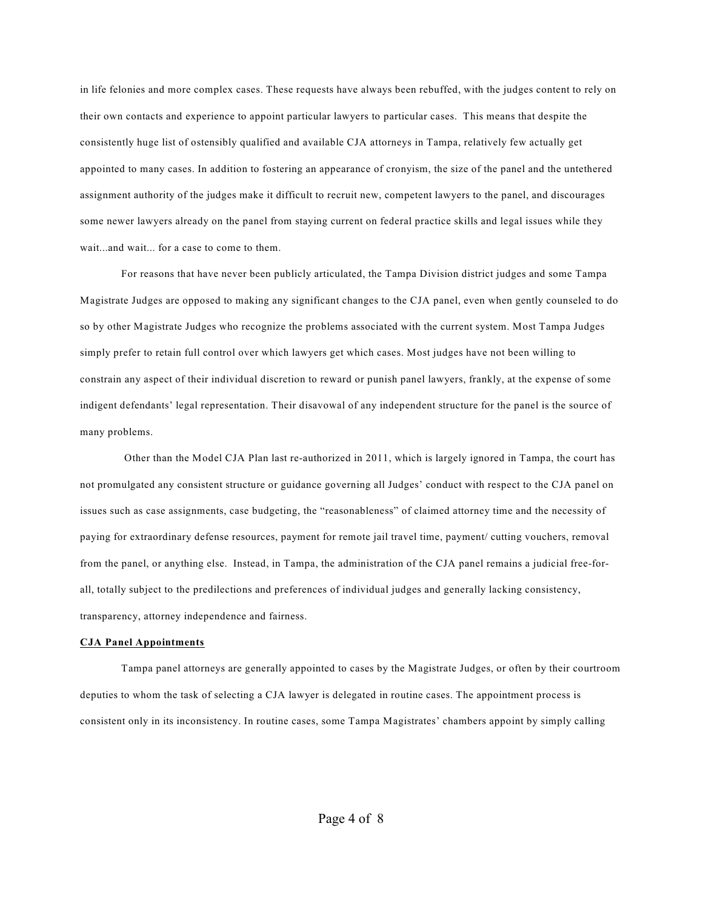in life felonies and more complex cases. These requests have always been rebuffed, with the judges content to rely on their own contacts and experience to appoint particular lawyers to particular cases. This means that despite the consistently huge list of ostensibly qualified and available CJA attorneys in Tampa, relatively few actually get appointed to many cases. In addition to fostering an appearance of cronyism, the size of the panel and the untethered assignment authority of the judges make it difficult to recruit new, competent lawyers to the panel, and discourages some newer lawyers already on the panel from staying current on federal practice skills and legal issues while they wait...and wait... for a case to come to them.

For reasons that have never been publicly articulated, the Tampa Division district judges and some Tampa Magistrate Judges are opposed to making any significant changes to the CJA panel, even when gently counseled to do so by other Magistrate Judges who recognize the problems associated with the current system. Most Tampa Judges simply prefer to retain full control over which lawyers get which cases. Most judges have not been willing to constrain any aspect of their individual discretion to reward or punish panel lawyers, frankly, at the expense of some indigent defendants' legal representation. Their disavowal of any independent structure for the panel is the source of many problems.

Other than the Model CJA Plan last re-authorized in 2011, which is largely ignored in Tampa, the court has not promulgated any consistent structure or guidance governing all Judges' conduct with respect to the CJA panel on issues such as case assignments, case budgeting, the "reasonableness" of claimed attorney time and the necessity of paying for extraordinary defense resources, payment for remote jail travel time, payment/ cutting vouchers, removal from the panel, or anything else. Instead, in Tampa, the administration of the CJA panel remains a judicial free-for-all, totally subject to the predilections and preferences of individual judges and generally lacking consistency, transparency, attorney independence and fairness.

**CJA Panel Appointments**

Tampa panel attorneys are generally appointed to cases by the Magistrate Judges, or often by their courtroom deputies to whom the task of selecting a CJA lawyer is delegated in routine cases. The appointment process is consistent only in its inconsistency. In routine cases, some Tampa Magistrates' chambers appoint by simply calling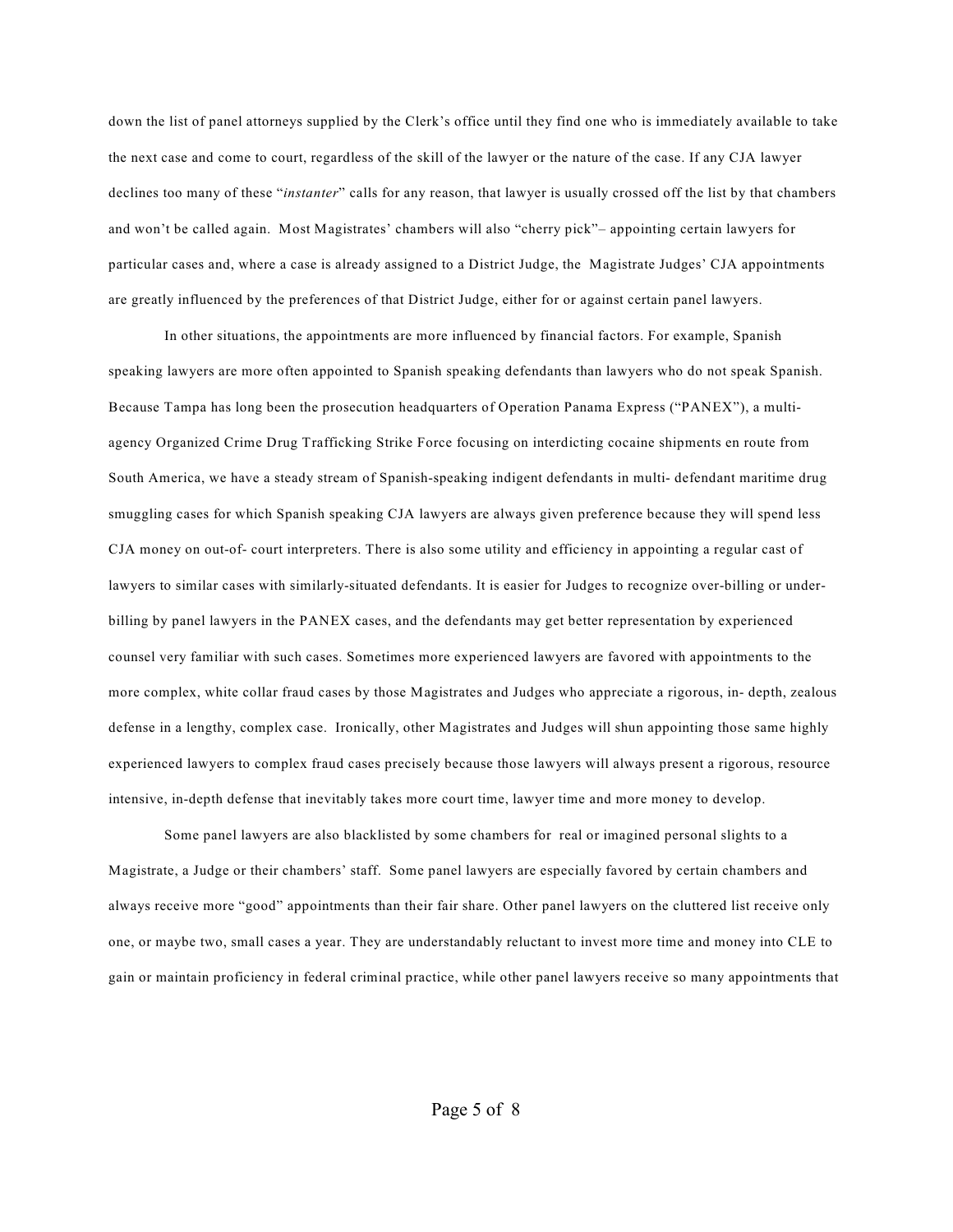down the list of panel attorneys supplied by the Clerk's office until they find one who is immediately available to take the next case and come to court, regardless of the skill of the lawyer or the nature of the case. If any CJA lawyer declines too many of these "*instanter*" calls for any reason, that lawyer is usually crossed off the list by that chambers and won't be called again. Most Magistrates' chambers will also "cherry pick"– appointing certain lawyers for particular cases and, where a case is already assigned to a District Judge, the Magistrate Judges' CJA appointments are greatly influenced by the preferences of that District Judge, either for or against certain panel lawyers.

In other situations, the appointments are more influenced by financial factors. For example, Spanish speaking lawyers are more often appointed to Spanish speaking defendants than lawyers who do not speak Spanish. Because Tampa has long been the prosecution headquarters of Operation Panama Express ("PANEX"), a multi-agency Organized Crime Drug Trafficking Strike Force focusing on interdicting cocaine shipments en route from South America, we have a steady stream of Spanish-speaking indigent defendants in multi- defendant maritime drug smuggling cases for which Spanish speaking CJA lawyers are always given preference because they will spend less CJA money on out-of- court interpreters. There is also some utility and efficiency in appointing a regular cast of lawyers to similar cases with similarly-situated defendants. It is easier for Judges to recognize over-billing or under-billing by panel lawyers in the PANEX cases, and the defendants may get better representation by experienced counsel very familiar with such cases. Sometimes more experienced lawyers are favored with appointments to the more complex, white collar fraud cases by those Magistrates and Judges who appreciate a rigorous, in- depth, zealous defense in a lengthy, complex case. Ironically, other Magistrates and Judges will shun appointing those same highly experienced lawyers to complex fraud cases precisely because those lawyers will always present a rigorous, resource intensive, in-depth defense that inevitably takes more court time, lawyer time and more money to develop.

Some panel lawyers are also blacklisted by some chambers for real or imagined personal slights to a Magistrate, a Judge or their chambers' staff. Some panel lawyers are especially favored by certain chambers and always receive more "good" appointments than their fair share. Other panel lawyers on the cluttered list receive only one, or maybe two, small cases a year. They are understandably reluctant to invest more time and money into CLE to gain or maintain proficiency in federal criminal practice, while other panel lawyers receive so many appointments that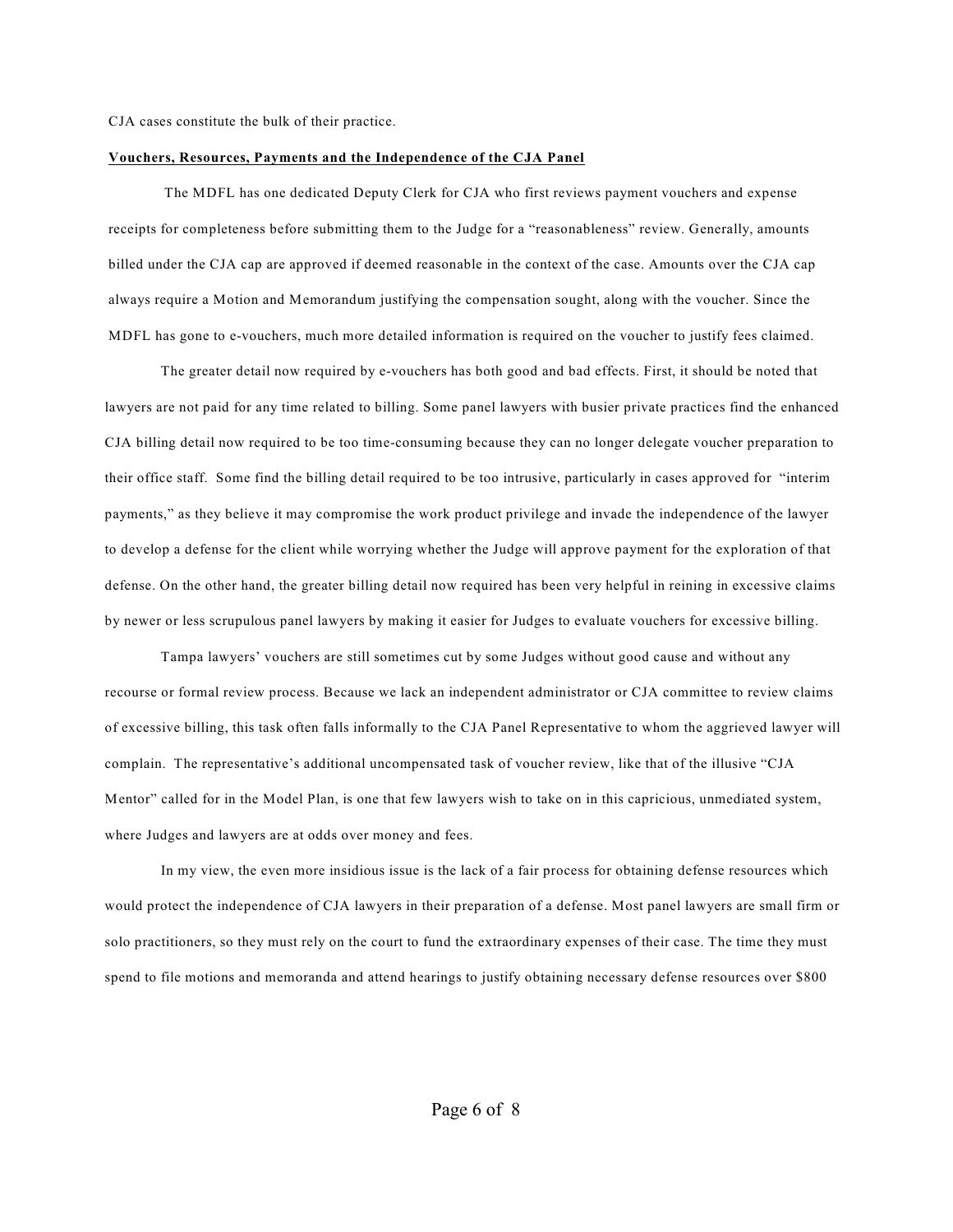CJA cases constitute the bulk of their practice.

**Vouchers, Resources, Payments and the Independence of the CJA Panel**

The MDFL has one dedicated Deputy Clerk for CJA who first reviews payment vouchers and expense receipts for completeness before submitting them to the Judge for a "reasonableness" review. Generally, amounts billed under the CJA cap are approved if deemed reasonable in the context of the case. Amounts over the CJA cap always require a Motion and Memorandum justifying the compensation sought, along with the voucher. Since the MDFL has gone to e-vouchers, much more detailed information is required on the voucher to justify fees claimed.

The greater detail now required by e-vouchers has both good and bad effects. First, it should be noted that lawyers are not paid for any time related to billing. Some panel lawyers with busier private practices find the enhanced CJA billing detail now required to be too time-consuming because they can no longer delegate voucher preparation to their office staff. Some find the billing detail required to be too intrusive, particularly in cases approved for "interim payments," as they believe it may compromise the work product privilege and invade the independence of the lawyer to develop a defense for the client while worrying whether the Judge will approve payment for the exploration of that defense. On the other hand, the greater billing detail now required has been very helpful in reining in excessive claims by newer or less scrupulous panel lawyers by making it easier for Judges to evaluate vouchers for excessive billing.

Tampa lawyers' vouchers are still sometimes cut by some Judges without good cause and without any recourse or formal review process. Because we lack an independent administrator or CJA committee to review claims of excessive billing, this task often falls informally to the CJA Panel Representative to whom the aggrieved lawyer will complain. The representative's additional uncompensated task of voucher review, like that of the illusive "CJA Mentor" called for in the Model Plan, is one that few lawyers wish to take on in this capricious, unmediated system, where Judges and lawyers are at odds over money and fees.

In my view, the even more insidious issue is the lack of a fair process for obtaining defense resources which would protect the independence of CJA lawyers in their preparation of a defense. Most panel lawyers are small firm or solo practitioners, so they must rely on the court to fund the extraordinary expenses of their case. The time they must spend to file motions and memoranda and attend hearings to justify obtaining necessary defense resources over $800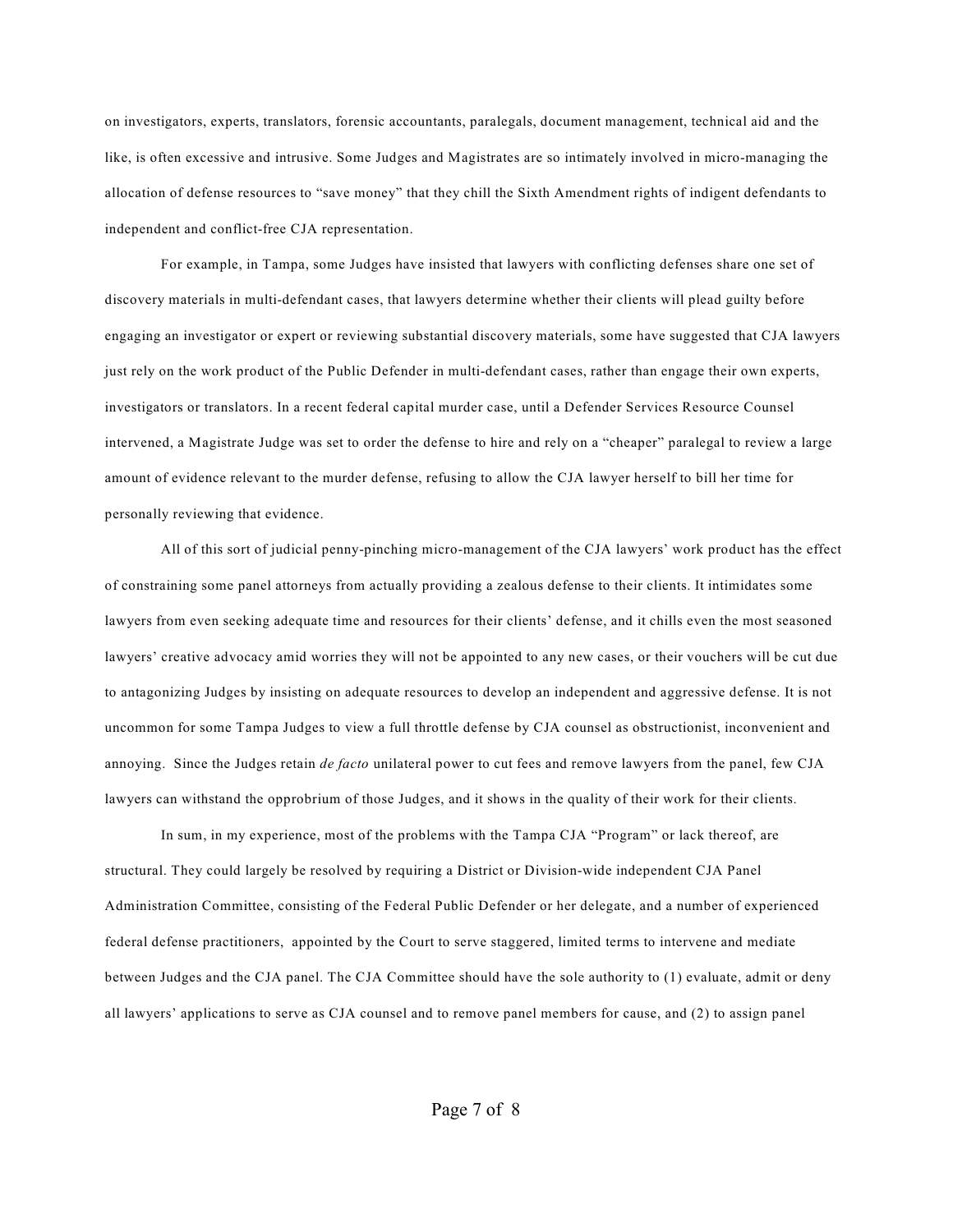on investigators, experts, translators, forensic accountants, paralegals, document management, technical aid and the like, is often excessive and intrusive. Some Judges and Magistrates are so intimately involved in micro-managing the allocation of defense resources to "save money" that they chill the Sixth Amendment rights of indigent defendants to independent and conflict-free CJA representation.

For example, in Tampa, some Judges have insisted that lawyers with conflicting defenses share one set of discovery materials in multi-defendant cases, that lawyers determine whether their clients will plead guilty before engaging an investigator or expert or reviewing substantial discovery materials, some have suggested that CJA lawyers just rely on the work product of the Public Defender in multi-defendant cases, rather than engage their own experts, investigators or translators. In a recent federal capital murder case, until a Defender Services Resource Counsel intervened, a Magistrate Judge was set to order the defense to hire and rely on a "cheaper" paralegal to review a large amount of evidence relevant to the murder defense, refusing to allow the CJA lawyer herself to bill her time for personally reviewing that evidence.

All of this sort of judicial penny-pinching micro-management of the CJA lawyers' work product has the effect of constraining some panel attorneys from actually providing a zealous defense to their clients. It intimidates some lawyers from even seeking adequate time and resources for their clients' defense, and it chills even the most seasoned lawyers' creative advocacy amid worries they will not be appointed to any new cases, or their vouchers will be cut due to antagonizing Judges by insisting on adequate resources to develop an independent and aggressive defense. It is not uncommon for some Tampa Judges to view a full throttle defense by CJA counsel as obstructionist, inconvenient and annoying. Since the Judges retain *de facto* unilateral power to cut fees and remove lawyers from the panel, few CJA lawyers can withstand the opprobrium of those Judges, and it shows in the quality of their work for their clients.

In sum, in my experience, most of the problems with the Tampa CJA "Program" or lack thereof, are structural. They could largely be resolved by requiring a District or Division-wide independent CJA Panel Administration Committee, consisting of the Federal Public Defender or her delegate, and a number of experienced federal defense practitioners, appointed by the Court to serve staggered, limited terms to intervene and mediate between Judges and the CJA panel. The CJA Committee should have the sole authority to (1) evaluate, admit or deny all lawyers' applications to serve as CJA counsel and to remove panel members for cause, and (2) to assign panel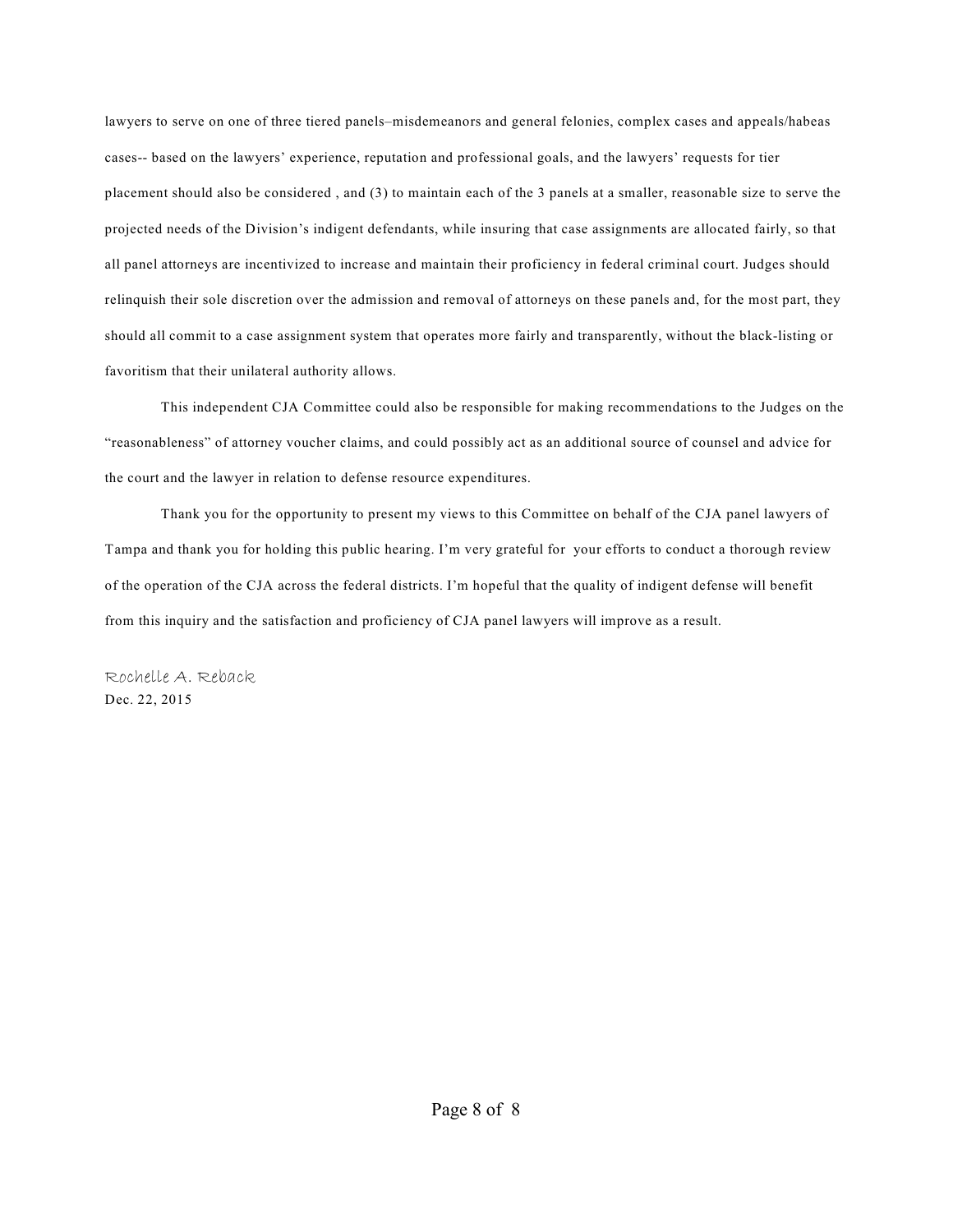lawyers to serve on one of three tiered panels–misdemeanors and general felonies, complex cases and appeals/habeas cases-- based on the lawyers' experience, reputation and professional goals, and the lawyers' requests for tier placement should also be considered , and (3) to maintain each of the 3 panels at a smaller, reasonable size to serve the projected needs of the Division's indigent defendants, while insuring that case assignments are allocated fairly, so that all panel attorneys are incentivized to increase and maintain their proficiency in federal criminal court. Judges should relinquish their sole discretion over the admission and removal of attorneys on these panels and, for the most part, they should all commit to a case assignment system that operates more fairly and transparently, without the black-listing or favoritism that their unilateral authority allows.

This independent CJA Committee could also be responsible for making recommendations to the Judges on the "reasonableness" of attorney voucher claims, and could possibly act as an additional source of counsel and advice for the court and the lawyer in relation to defense resource expenditures.

Thank you for the opportunity to present my views to this Committee on behalf of the CJA panel lawyers of Tampa and thank you for holding this public hearing. I'm very grateful for your efforts to conduct a thorough review of the operation of the CJA across the federal districts. I'm hopeful that the quality of indigent defense will benefit from this inquiry and the satisfaction and proficiency of CJA panel lawyers will improve as a result.

Rochelle A. Reback
Dec. 22, 2015